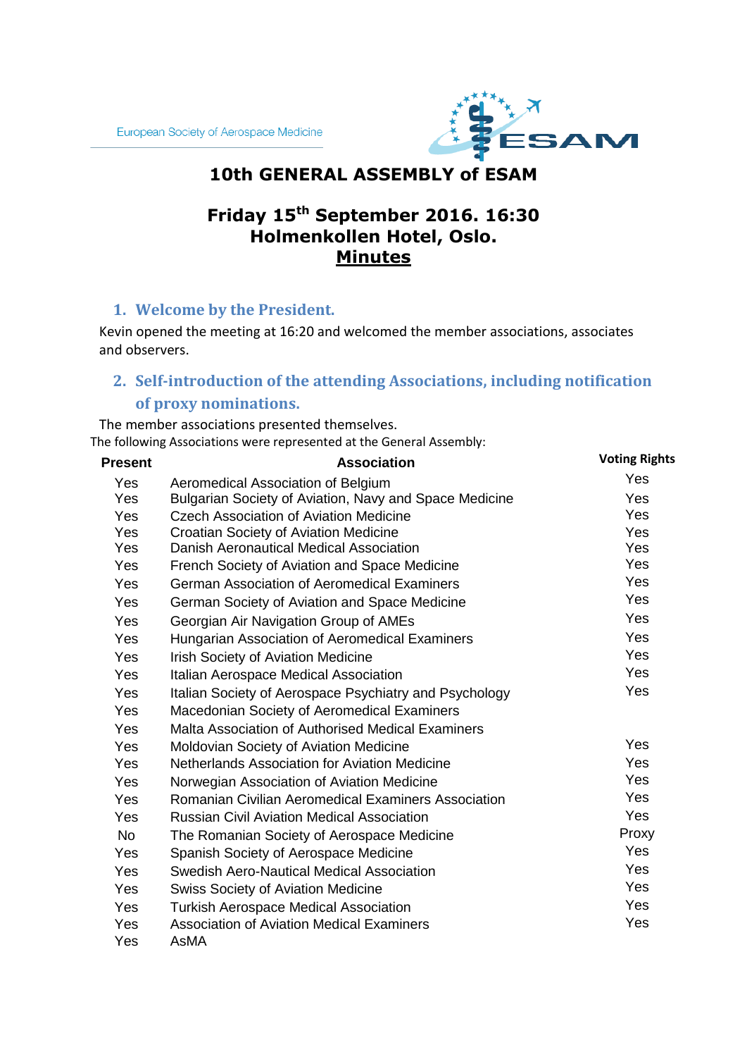European Society of Aerospace Medicine

# 10th GENERAL ASSEMBLY of ESAM

## Friday 15th September 2016. 16:30
## Holmenkollen Hotel, Oslo.
## Minutes

### 1. Welcome by the President.

Kevin opened the meeting at 16:20 and welcomed the member associations, associates and observers.

### 2. Self-introduction of the attending Associations, including notification of proxy nominations.

The member associations presented themselves.

The following Associations were represented at the General Assembly:

| Present | Association | Voting Rights |
|---|---|---|
| Yes | Aeromedical Association of Belgium | Yes |
| Yes | Bulgarian Society of Aviation, Navy and Space Medicine | Yes |
| Yes | Czech Association of Aviation Medicine | Yes |
| Yes | Croatian Society of Aviation Medicine | Yes |
| Yes | Danish Aeronautical Medical Association | Yes |
| Yes | French Society of Aviation and Space Medicine | Yes |
| Yes | German Association of Aeromedical Examiners | Yes |
| Yes | German Society of Aviation and Space Medicine | Yes |
| Yes | Georgian Air Navigation Group of AMEs | Yes |
| Yes | Hungarian Association of Aeromedical Examiners | Yes |
| Yes | Irish Society of Aviation Medicine | Yes |
| Yes | Italian Aerospace Medical Association | Yes |
| Yes | Italian Society of Aerospace Psychiatry and Psychology | Yes |
| Yes | Macedonian Society of Aeromedical Examiners | |
| Yes | Malta Association of Authorised Medical Examiners | |
| Yes | Moldovian Society of Aviation Medicine | Yes |
| Yes | Netherlands Association for Aviation Medicine | Yes |
| Yes | Norwegian Association of Aviation Medicine | Yes |
| Yes | Romanian Civilian Aeromedical Examiners Association | Yes |
| Yes | Russian Civil Aviation Medical Association | Yes |
| No | The Romanian Society of Aerospace Medicine | Proxy |
| Yes | Spanish Society of Aerospace Medicine | Yes |
| Yes | Swedish Aero-Nautical Medical Association | Yes |
| Yes | Swiss Society of Aviation Medicine | Yes |
| Yes | Turkish Aerospace Medical Association | Yes |
| Yes | Association of Aviation Medical Examiners | Yes |
| Yes | AsMA | |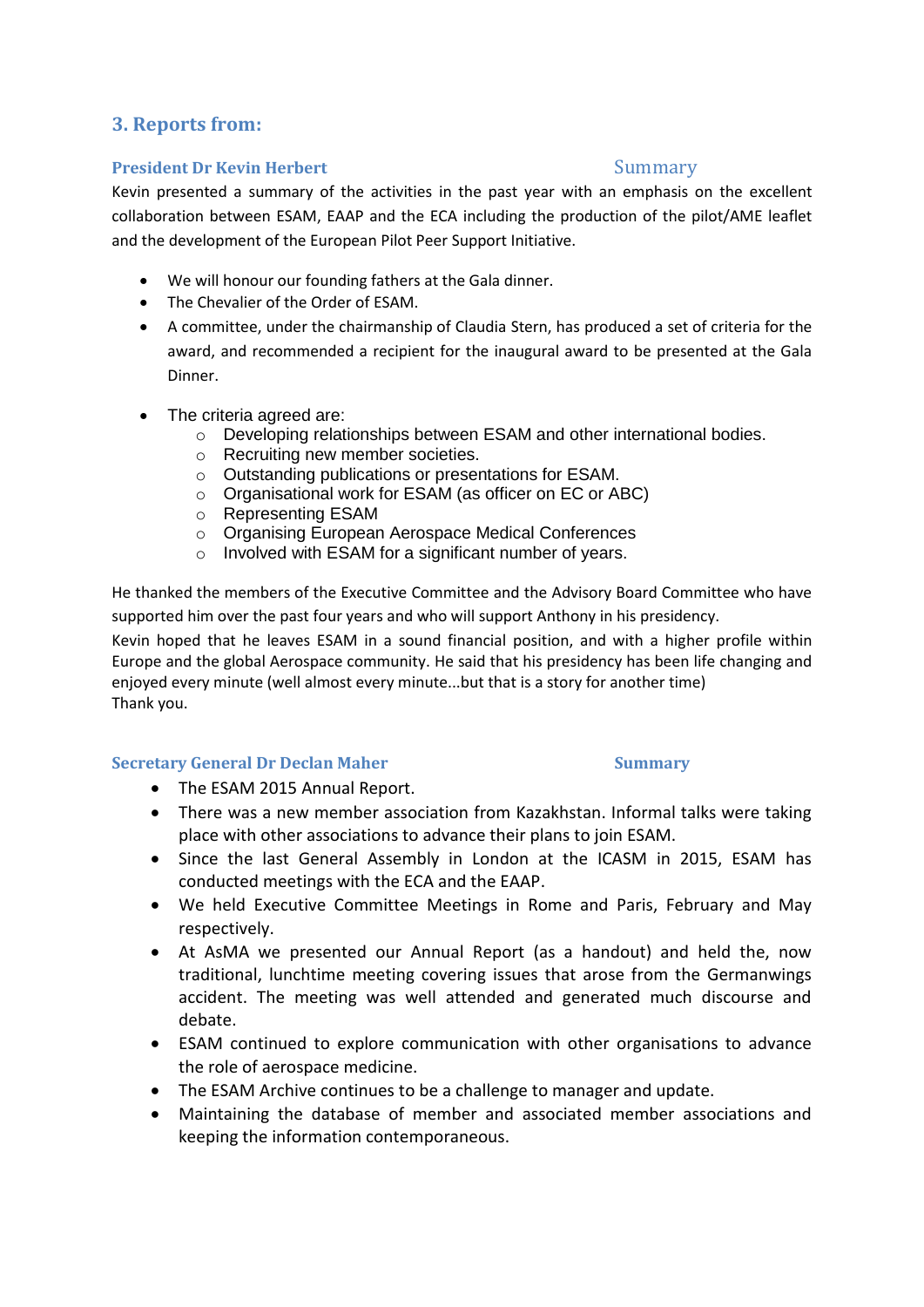## 3. Reports from:

### President Dr Kevin Herbert — Summary

Kevin presented a summary of the activities in the past year with an emphasis on the excellent collaboration between ESAM, EAAP and the ECA including the production of the pilot/AME leaflet and the development of the European Pilot Peer Support Initiative.

- We will honour our founding fathers at the Gala dinner.
- The Chevalier of the Order of ESAM.
- A committee, under the chairmanship of Claudia Stern, has produced a set of criteria for the award, and recommended a recipient for the inaugural award to be presented at the Gala Dinner.

- The criteria agreed are:
  - Developing relationships between ESAM and other international bodies.
  - Recruiting new member societies.
  - Outstanding publications or presentations for ESAM.
  - Organisational work for ESAM (as officer on EC or ABC)
  - Representing ESAM
  - Organising European Aerospace Medical Conferences
  - Involved with ESAM for a significant number of years.

He thanked the members of the Executive Committee and the Advisory Board Committee who have supported him over the past four years and who will support Anthony in his presidency.

Kevin hoped that he leaves ESAM in a sound financial position, and with a higher profile within Europe and the global Aerospace community. He said that his presidency has been life changing and enjoyed every minute (well almost every minute...but that is a story for another time)

Thank you.

### Secretary General Dr Declan Maher — Summary

- The ESAM 2015 Annual Report.
- There was a new member association from Kazakhstan. Informal talks were taking place with other associations to advance their plans to join ESAM.
- Since the last General Assembly in London at the ICASM in 2015, ESAM has conducted meetings with the ECA and the EAAP.
- We held Executive Committee Meetings in Rome and Paris, February and May respectively.
- At AsMA we presented our Annual Report (as a handout) and held the, now traditional, lunchtime meeting covering issues that arose from the Germanwings accident. The meeting was well attended and generated much discourse and debate.
- ESAM continued to explore communication with other organisations to advance the role of aerospace medicine.
- The ESAM Archive continues to be a challenge to manager and update.
- Maintaining the database of member and associated member associations and keeping the information contemporaneous.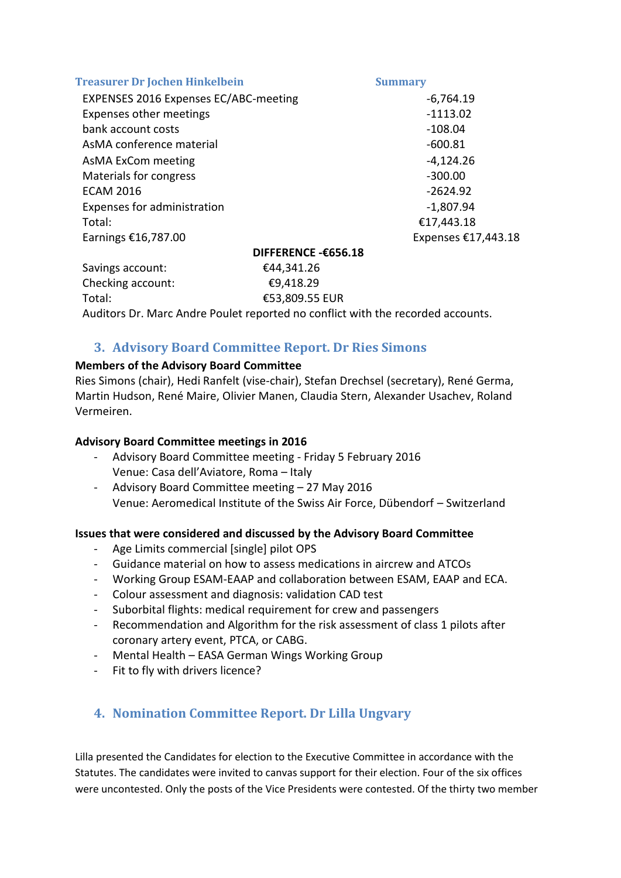**Treasurer Dr Jochen Hinkelbein** **Summary**

| | |
|---|---|
| EXPENSES 2016 Expenses EC/ABC-meeting | -6,764.19 |
| Expenses other meetings | -1113.02 |
| bank account costs | -108.04 |
| AsMA conference material | -600.81 |
| AsMA ExCom meeting | -4,124.26 |
| Materials for congress | -300.00 |
| ECAM 2016 | -2624.92 |
| Expenses for administration | -1,807.94 |
| Total: | €17,443.18 |
| Earnings €16,787.00 | Expenses €17,443.18 |

**DIFFERENCE -€656.18**

| | |
|---|---|
| Savings account: | €44,341.26 |
| Checking account: | €9,418.29 |
| Total: | €53,809.55 EUR |

Auditors Dr. Marc Andre Poulet reported no conflict with the recorded accounts.

## 3. Advisory Board Committee Report. Dr Ries Simons

**Members of the Advisory Board Committee**

Ries Simons (chair), Hedi Ranfelt (vise-chair), Stefan Drechsel (secretary), René Germa, Martin Hudson, René Maire, Olivier Manen, Claudia Stern, Alexander Usachev, Roland Vermeiren.

**Advisory Board Committee meetings in 2016**

- Advisory Board Committee meeting - Friday 5 February 2016
  Venue: Casa dell'Aviatore, Roma – Italy
- Advisory Board Committee meeting – 27 May 2016
  Venue: Aeromedical Institute of the Swiss Air Force, Dübendorf – Switzerland

**Issues that were considered and discussed by the Advisory Board Committee**

- Age Limits commercial [single] pilot OPS
- Guidance material on how to assess medications in aircrew and ATCOs
- Working Group ESAM-EAAP and collaboration between ESAM, EAAP and ECA.
- Colour assessment and diagnosis: validation CAD test
- Suborbital flights: medical requirement for crew and passengers
- Recommendation and Algorithm for the risk assessment of class 1 pilots after coronary artery event, PTCA, or CABG.
- Mental Health – EASA German Wings Working Group
- Fit to fly with drivers licence?

## 4. Nomination Committee Report. Dr Lilla Ungvary

Lilla presented the Candidates for election to the Executive Committee in accordance with the Statutes. The candidates were invited to canvas support for their election. Four of the six offices were uncontested. Only the posts of the Vice Presidents were contested. Of the thirty two member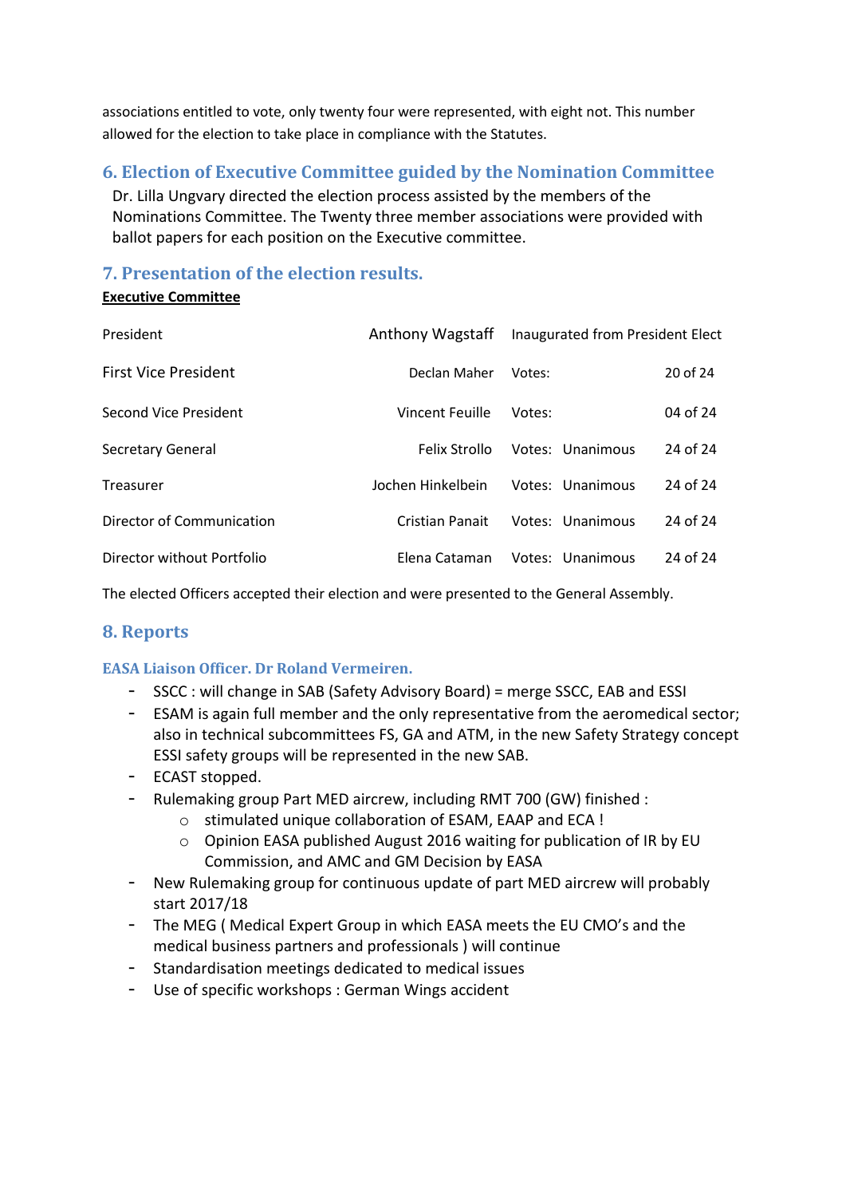associations entitled to vote, only twenty four were represented, with eight not. This number allowed for the election to take place in compliance with the Statutes.

## 6. Election of Executive Committee guided by the Nomination Committee

Dr. Lilla Ungvary directed the election process assisted by the members of the Nominations Committee. The Twenty three member associations were provided with ballot papers for each position on the Executive committee.

## 7. Presentation of the election results.

**Executive Committee**

| | | | | |
|---|---|---|---|---|
| President | Anthony Wagstaff | Inaugurated from President Elect | | |
| First Vice President | Declan Maher | Votes: | | 20 of 24 |
| Second Vice President | Vincent Feuille | Votes: | | 04 of 24 |
| Secretary General | Felix Strollo | Votes: | Unanimous | 24 of 24 |
| Treasurer | Jochen Hinkelbein | Votes: | Unanimous | 24 of 24 |
| Director of Communication | Cristian Panait | Votes: | Unanimous | 24 of 24 |
| Director without Portfolio | Elena Cataman | Votes: | Unanimous | 24 of 24 |

The elected Officers accepted their election and were presented to the General Assembly.

## 8. Reports

### EASA Liaison Officer. Dr Roland Vermeiren.

- SSCC : will change in SAB (Safety Advisory Board) = merge SSCC, EAB and ESSI
- ESAM is again full member and the only representative from the aeromedical sector; also in technical subcommittees FS, GA and ATM, in the new Safety Strategy concept ESSI safety groups will be represented in the new SAB.
- ECAST stopped.
- Rulemaking group Part MED aircrew, including RMT 700 (GW) finished :
  - stimulated unique collaboration of ESAM, EAAP and ECA !
  - Opinion EASA published August 2016 waiting for publication of IR by EU Commission, and AMC and GM Decision by EASA
- New Rulemaking group for continuous update of part MED aircrew will probably start 2017/18
- The MEG ( Medical Expert Group in which EASA meets the EU CMO's and the medical business partners and professionals ) will continue
- Standardisation meetings dedicated to medical issues
- Use of specific workshops : German Wings accident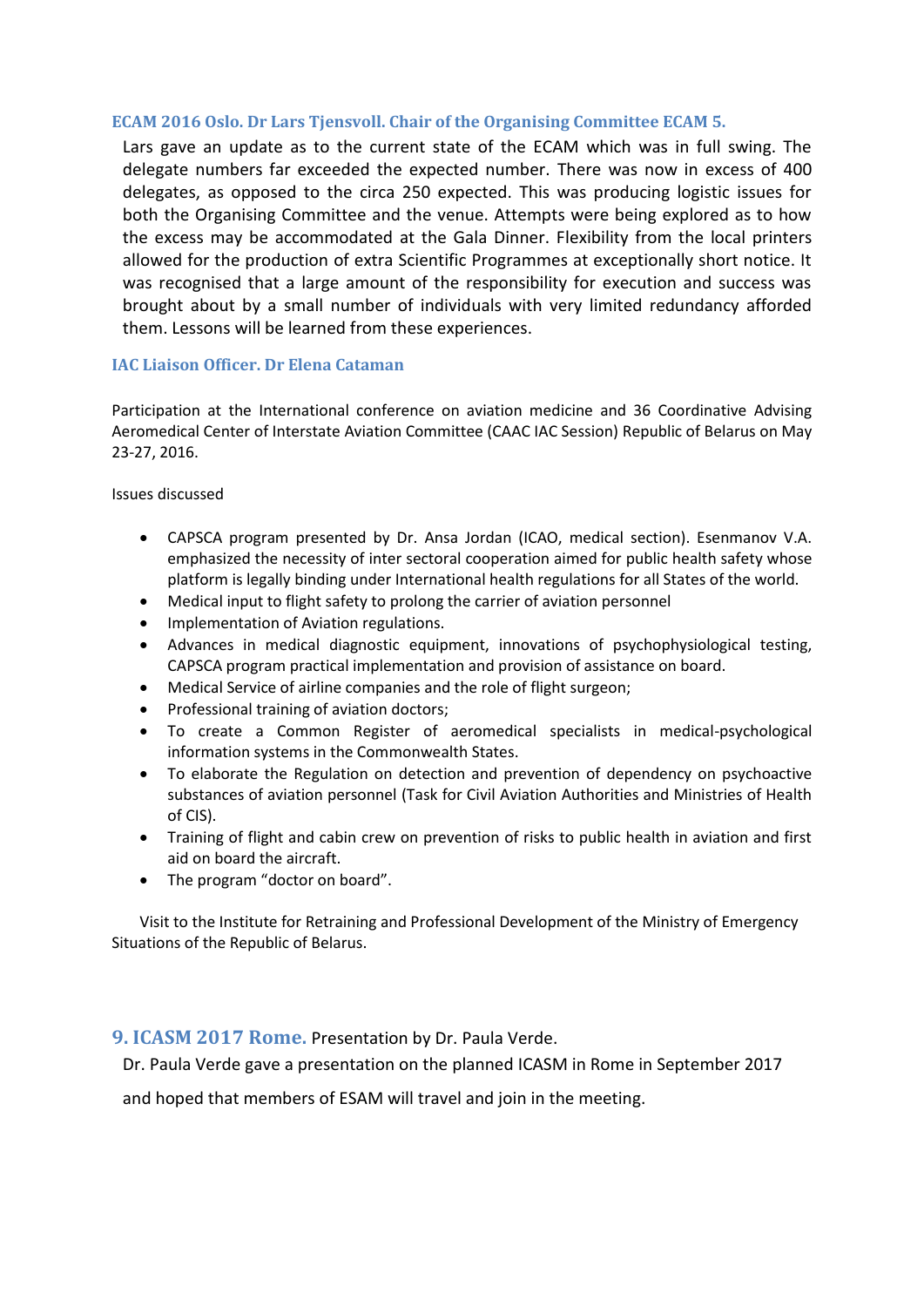### ECAM 2016 Oslo. Dr Lars Tjensvoll. Chair of the Organising Committee ECAM 5.

Lars gave an update as to the current state of the ECAM which was in full swing. The delegate numbers far exceeded the expected number. There was now in excess of 400 delegates, as opposed to the circa 250 expected. This was producing logistic issues for both the Organising Committee and the venue. Attempts were being explored as to how the excess may be accommodated at the Gala Dinner. Flexibility from the local printers allowed for the production of extra Scientific Programmes at exceptionally short notice. It was recognised that a large amount of the responsibility for execution and success was brought about by a small number of individuals with very limited redundancy afforded them. Lessons will be learned from these experiences.

### IAC Liaison Officer. Dr Elena Cataman

Participation at the International conference on aviation medicine and 36 Coordinative Advising Aeromedical Center of Interstate Aviation Committee (CAAC IAC Session) Republic of Belarus on May 23-27, 2016.

Issues discussed

- CAPSCA program presented by Dr. Ansa Jordan (ICAO, medical section). Esenmanov V.A. emphasized the necessity of inter sectoral cooperation aimed for public health safety whose platform is legally binding under International health regulations for all States of the world.
- Medical input to flight safety to prolong the carrier of aviation personnel
- Implementation of Aviation regulations.
- Advances in medical diagnostic equipment, innovations of psychophysiological testing, CAPSCA program practical implementation and provision of assistance on board.
- Medical Service of airline companies and the role of flight surgeon;
- Professional training of aviation doctors;
- To create a Common Register of aeromedical specialists in medical-psychological information systems in the Commonwealth States.
- To elaborate the Regulation on detection and prevention of dependency on psychoactive substances of aviation personnel (Task for Civil Aviation Authorities and Ministries of Health of CIS).
- Training of flight and cabin crew on prevention of risks to public health in aviation and first aid on board the aircraft.
- The program "doctor on board".

Visit to the Institute for Retraining and Professional Development of the Ministry of Emergency Situations of the Republic of Belarus.

## 9. ICASM 2017 Rome. Presentation by Dr. Paula Verde.

Dr. Paula Verde gave a presentation on the planned ICASM in Rome in September 2017 and hoped that members of ESAM will travel and join in the meeting.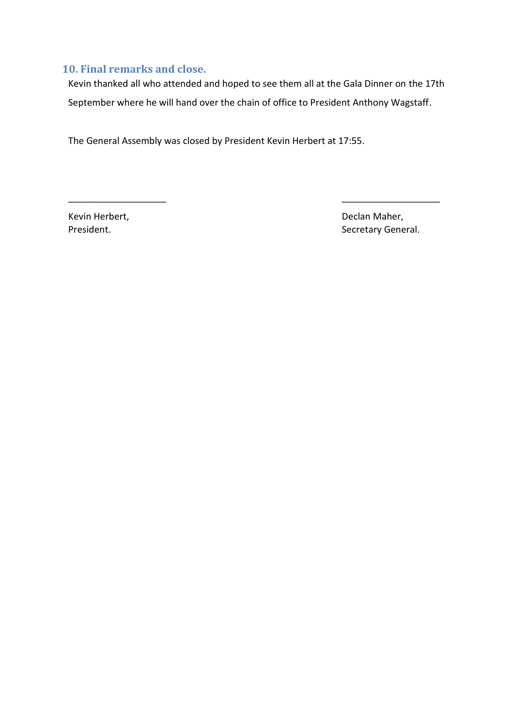## 10. Final remarks and close.

Kevin thanked all who attended and hoped to see them all at the Gala Dinner on the 17th September where he will hand over the chain of office to President Anthony Wagstaff.

The General Assembly was closed by President Kevin Herbert at 17:55.

\_\_\_\_\_\_\_\_\_\_\_\_\_\_\_\_\_\_\_\_

Kevin Herbert,
President.

\_\_\_\_\_\_\_\_\_\_\_\_\_\_\_\_\_\_\_\_

Declan Maher,
Secretary General.